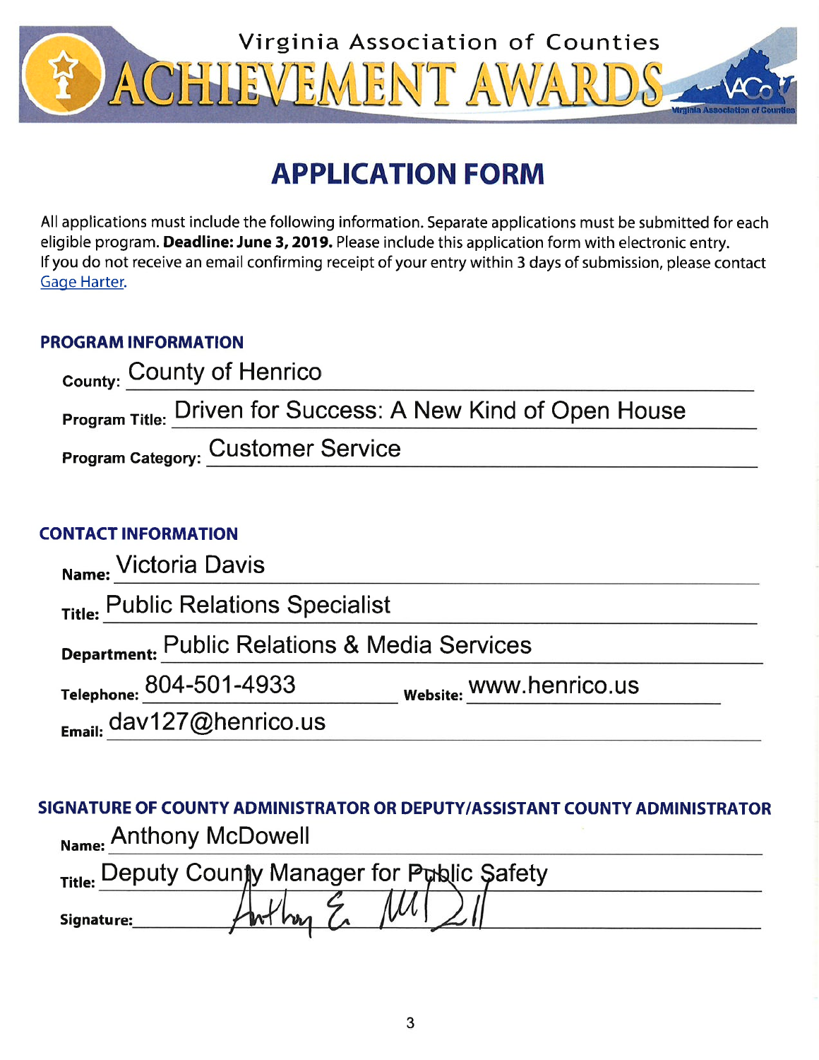# Virginia Association of Counties ACHIEVEMENT AWARDS

## APPLICATION FORM

All applications must include the following information. Separate applications must be submitted for each eligible program. **Deadline: June 3, 2019.** Please include this application form with electronic entry. If you do not receive an email confirming receipt of your entry within 3 days of submission, please contact Gage Harter.

### PROGRAM INFORMATION

**County:** County of Henrico

**Program Title:** Driven for Success: A New Kind of Open House

**Program Category:** Customer Service

### CONTACT INFORMATION

**Name:** Victoria Davis

**Title:** Public Relations Specialist

**Department:** Public Relations & Media Services

**Telephone:** 804-501-4933 **Website:** www.henrico.us

**Email:** dav127@henrico.us

### SIGNATURE OF COUNTY ADMINISTRATOR OR DEPUTY/ASSISTANT COUNTY ADMINISTRATOR

**Name:** Anthony McDowell

**Title:** Deputy County Manager for Public Safety

**Signature:** Anthony E. McDowell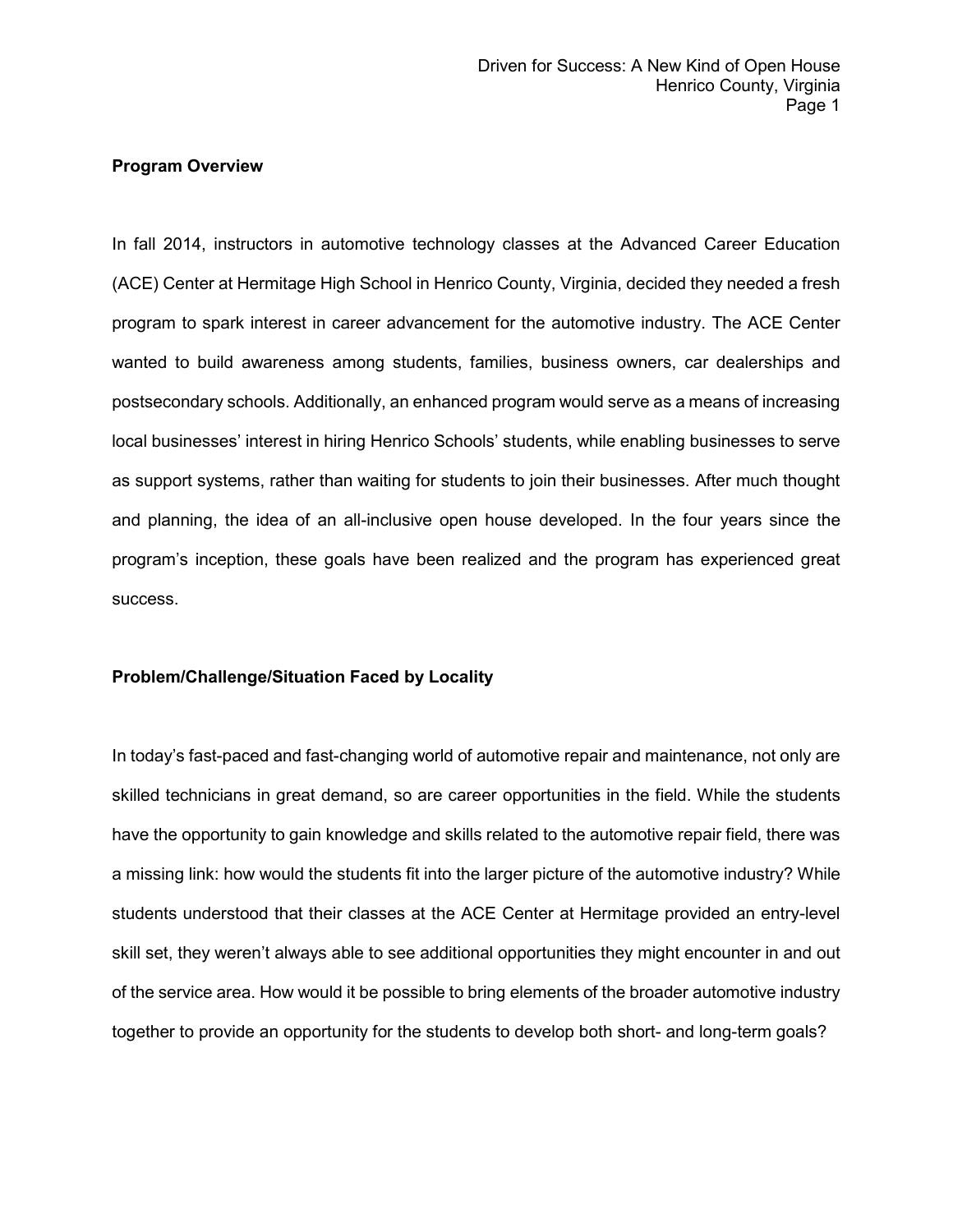**Program Overview**

In fall 2014, instructors in automotive technology classes at the Advanced Career Education (ACE) Center at Hermitage High School in Henrico County, Virginia, decided they needed a fresh program to spark interest in career advancement for the automotive industry. The ACE Center wanted to build awareness among students, families, business owners, car dealerships and postsecondary schools. Additionally, an enhanced program would serve as a means of increasing local businesses' interest in hiring Henrico Schools' students, while enabling businesses to serve as support systems, rather than waiting for students to join their businesses. After much thought and planning, the idea of an all-inclusive open house developed. In the four years since the program's inception, these goals have been realized and the program has experienced great success.

**Problem/Challenge/Situation Faced by Locality**

In today's fast-paced and fast-changing world of automotive repair and maintenance, not only are skilled technicians in great demand, so are career opportunities in the field. While the students have the opportunity to gain knowledge and skills related to the automotive repair field, there was a missing link: how would the students fit into the larger picture of the automotive industry? While students understood that their classes at the ACE Center at Hermitage provided an entry-level skill set, they weren't always able to see additional opportunities they might encounter in and out of the service area. How would it be possible to bring elements of the broader automotive industry together to provide an opportunity for the students to develop both short- and long-term goals?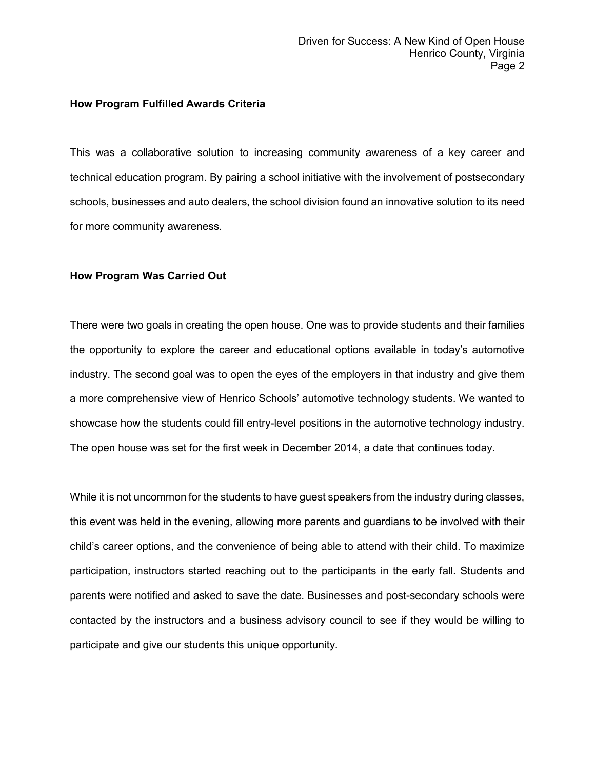**How Program Fulfilled Awards Criteria**

This was a collaborative solution to increasing community awareness of a key career and technical education program. By pairing a school initiative with the involvement of postsecondary schools, businesses and auto dealers, the school division found an innovative solution to its need for more community awareness.

**How Program Was Carried Out**

There were two goals in creating the open house. One was to provide students and their families the opportunity to explore the career and educational options available in today's automotive industry. The second goal was to open the eyes of the employers in that industry and give them a more comprehensive view of Henrico Schools' automotive technology students. We wanted to showcase how the students could fill entry-level positions in the automotive technology industry. The open house was set for the first week in December 2014, a date that continues today.

While it is not uncommon for the students to have guest speakers from the industry during classes, this event was held in the evening, allowing more parents and guardians to be involved with their child's career options, and the convenience of being able to attend with their child. To maximize participation, instructors started reaching out to the participants in the early fall. Students and parents were notified and asked to save the date. Businesses and post-secondary schools were contacted by the instructors and a business advisory council to see if they would be willing to participate and give our students this unique opportunity.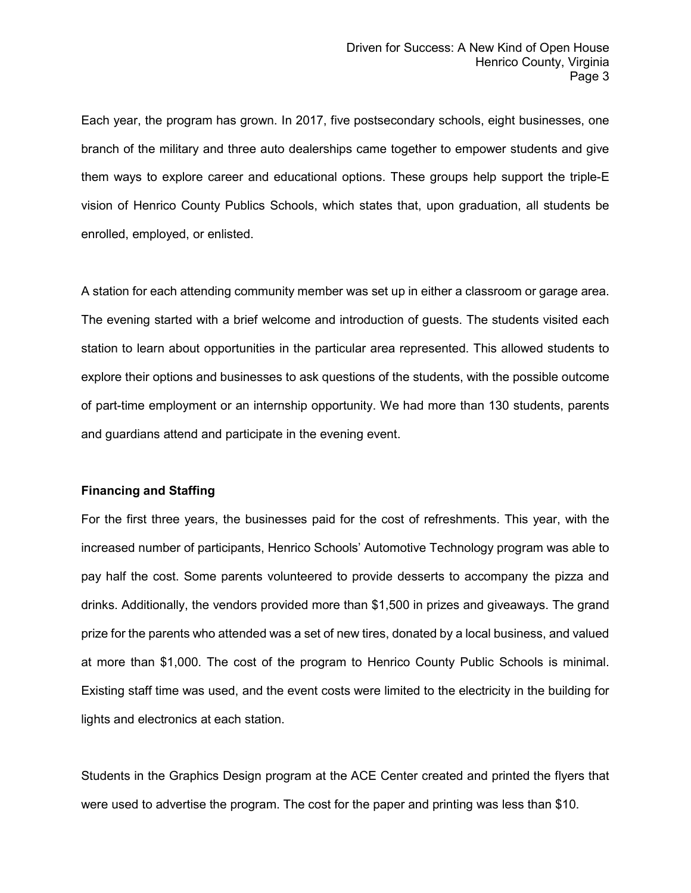Each year, the program has grown. In 2017, five postsecondary schools, eight businesses, one branch of the military and three auto dealerships came together to empower students and give them ways to explore career and educational options. These groups help support the triple-E vision of Henrico County Publics Schools, which states that, upon graduation, all students be enrolled, employed, or enlisted.

A station for each attending community member was set up in either a classroom or garage area. The evening started with a brief welcome and introduction of guests. The students visited each station to learn about opportunities in the particular area represented. This allowed students to explore their options and businesses to ask questions of the students, with the possible outcome of part-time employment or an internship opportunity. We had more than 130 students, parents and guardians attend and participate in the evening event.

**Financing and Staffing**

For the first three years, the businesses paid for the cost of refreshments. This year, with the increased number of participants, Henrico Schools' Automotive Technology program was able to pay half the cost. Some parents volunteered to provide desserts to accompany the pizza and drinks. Additionally, the vendors provided more than $1,500 in prizes and giveaways. The grand prize for the parents who attended was a set of new tires, donated by a local business, and valued at more than $1,000. The cost of the program to Henrico County Public Schools is minimal. Existing staff time was used, and the event costs were limited to the electricity in the building for lights and electronics at each station.

Students in the Graphics Design program at the ACE Center created and printed the flyers that were used to advertise the program. The cost for the paper and printing was less than $10.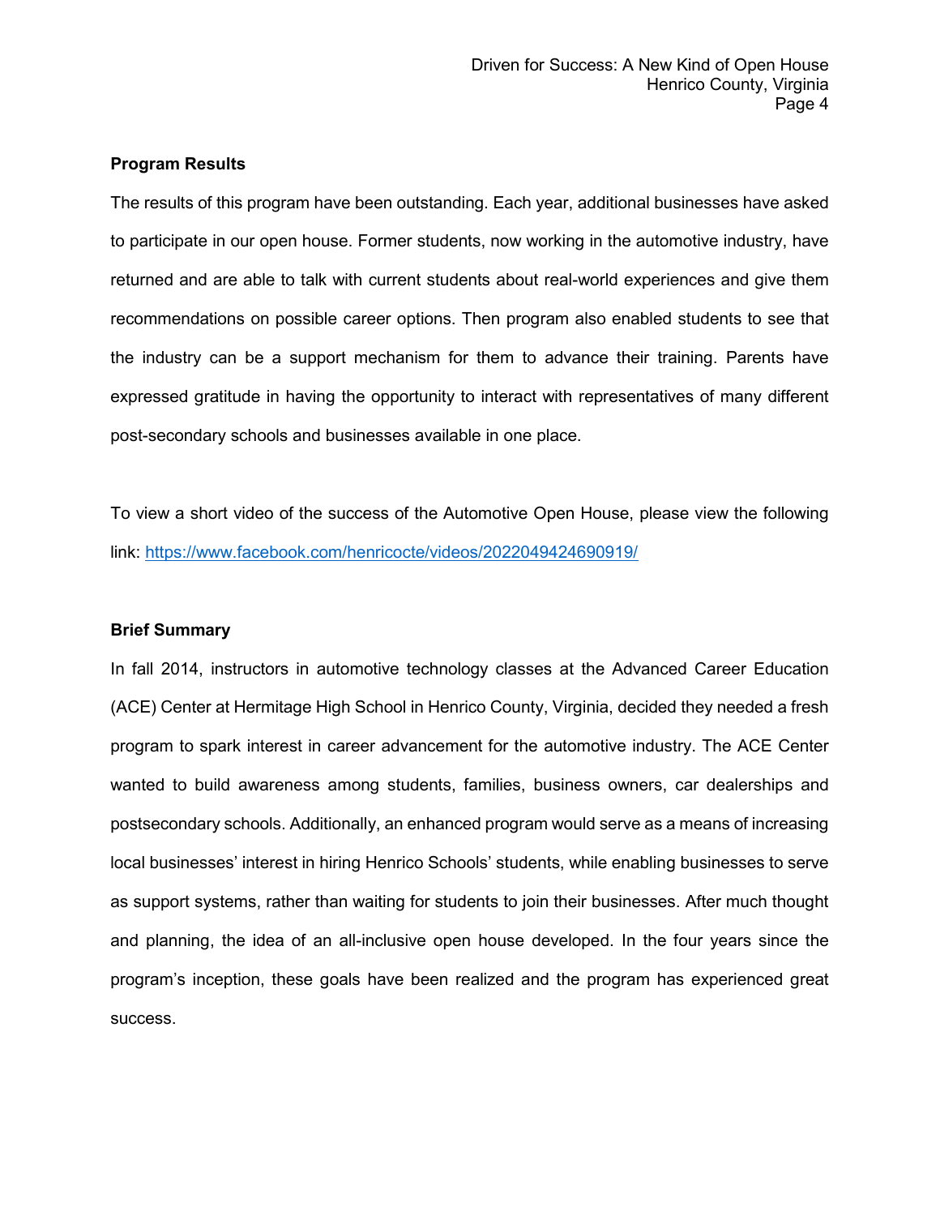**Program Results**

The results of this program have been outstanding. Each year, additional businesses have asked to participate in our open house. Former students, now working in the automotive industry, have returned and are able to talk with current students about real-world experiences and give them recommendations on possible career options. Then program also enabled students to see that the industry can be a support mechanism for them to advance their training. Parents have expressed gratitude in having the opportunity to interact with representatives of many different post-secondary schools and businesses available in one place.

To view a short video of the success of the Automotive Open House, please view the following link: [https://www.facebook.com/henricocte/videos/2022049424690919/](https://www.facebook.com/henricocte/videos/2022049424690919/)

**Brief Summary**

In fall 2014, instructors in automotive technology classes at the Advanced Career Education (ACE) Center at Hermitage High School in Henrico County, Virginia, decided they needed a fresh program to spark interest in career advancement for the automotive industry. The ACE Center wanted to build awareness among students, families, business owners, car dealerships and postsecondary schools. Additionally, an enhanced program would serve as a means of increasing local businesses' interest in hiring Henrico Schools' students, while enabling businesses to serve as support systems, rather than waiting for students to join their businesses. After much thought and planning, the idea of an all-inclusive open house developed. In the four years since the program's inception, these goals have been realized and the program has experienced great success.